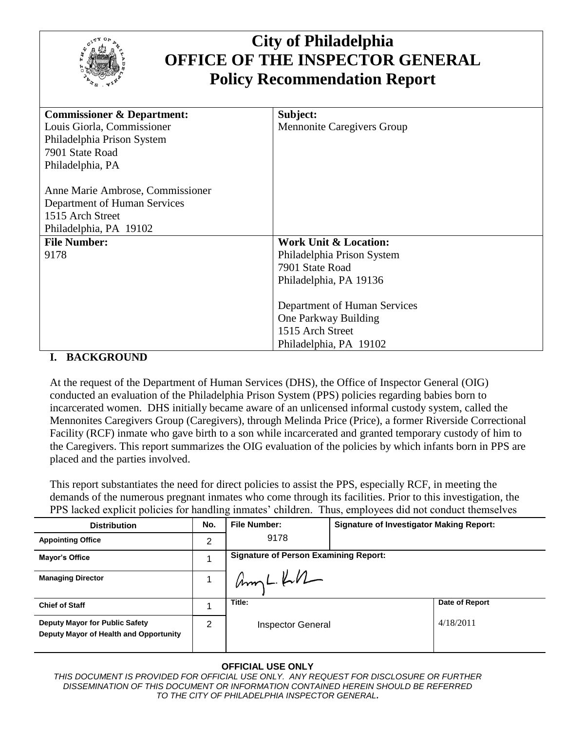# City of Philadelphia
# OFFICE OF THE INSPECTOR GENERAL
# Policy Recommendation Report

| **Commissioner & Department:** | **Subject:** |
|---|---|
| Louis Giorla, Commissioner<br>Philadelphia Prison System<br>7901 State Road<br>Philadelphia, PA<br><br>Anne Marie Ambrose, Commissioner<br>Department of Human Services<br>1515 Arch Street<br>Philadelphia, PA 19102 | Mennonite Caregivers Group |
| **File Number:** | **Work Unit & Location:** |
| 9178 | Philadelphia Prison System<br>7901 State Road<br>Philadelphia, PA 19136<br><br>Department of Human Services<br>One Parkway Building<br>1515 Arch Street<br>Philadelphia, PA 19102 |

## I. BACKGROUND

At the request of the Department of Human Services (DHS), the Office of Inspector General (OIG) conducted an evaluation of the Philadelphia Prison System (PPS) policies regarding babies born to incarcerated women. DHS initially became aware of an unlicensed informal custody system, called the Mennonites Caregivers Group (Caregivers), through Melinda Price (Price), a former Riverside Correctional Facility (RCF) inmate who gave birth to a son while incarcerated and granted temporary custody of him to the Caregivers. This report summarizes the OIG evaluation of the policies by which infants born in PPS are placed and the parties involved.

This report substantiates the need for direct policies to assist the PPS, especially RCF, in meeting the demands of the numerous pregnant inmates who come through its facilities. Prior to this investigation, the PPS lacked explicit policies for handling inmates' children. Thus, employees did not conduct themselves

| Distribution | No. | File Number: | Signature of Investigator Making Report: | |
|---|---|---|---|---|
| Appointing Office | 2 | 9178 | | |
| Mayor's Office | 1 | Signature of Person Examining Report: | | |
| Managing Director | 1 | (signature) | | |
| Chief of Staff | 1 | Title: | | Date of Report |
| Deputy Mayor for Public Safety<br>Deputy Mayor of Health and Opportunity | 2 | Inspector General | | 4/18/2011 |

**OFFICIAL USE ONLY**

*THIS DOCUMENT IS PROVIDED FOR OFFICIAL USE ONLY. ANY REQUEST FOR DISCLOSURE OR FURTHER DISSEMINATION OF THIS DOCUMENT OR INFORMATION CONTAINED HEREIN SHOULD BE REFERRED TO THE CITY OF PHILADELPHIA INSPECTOR GENERAL.*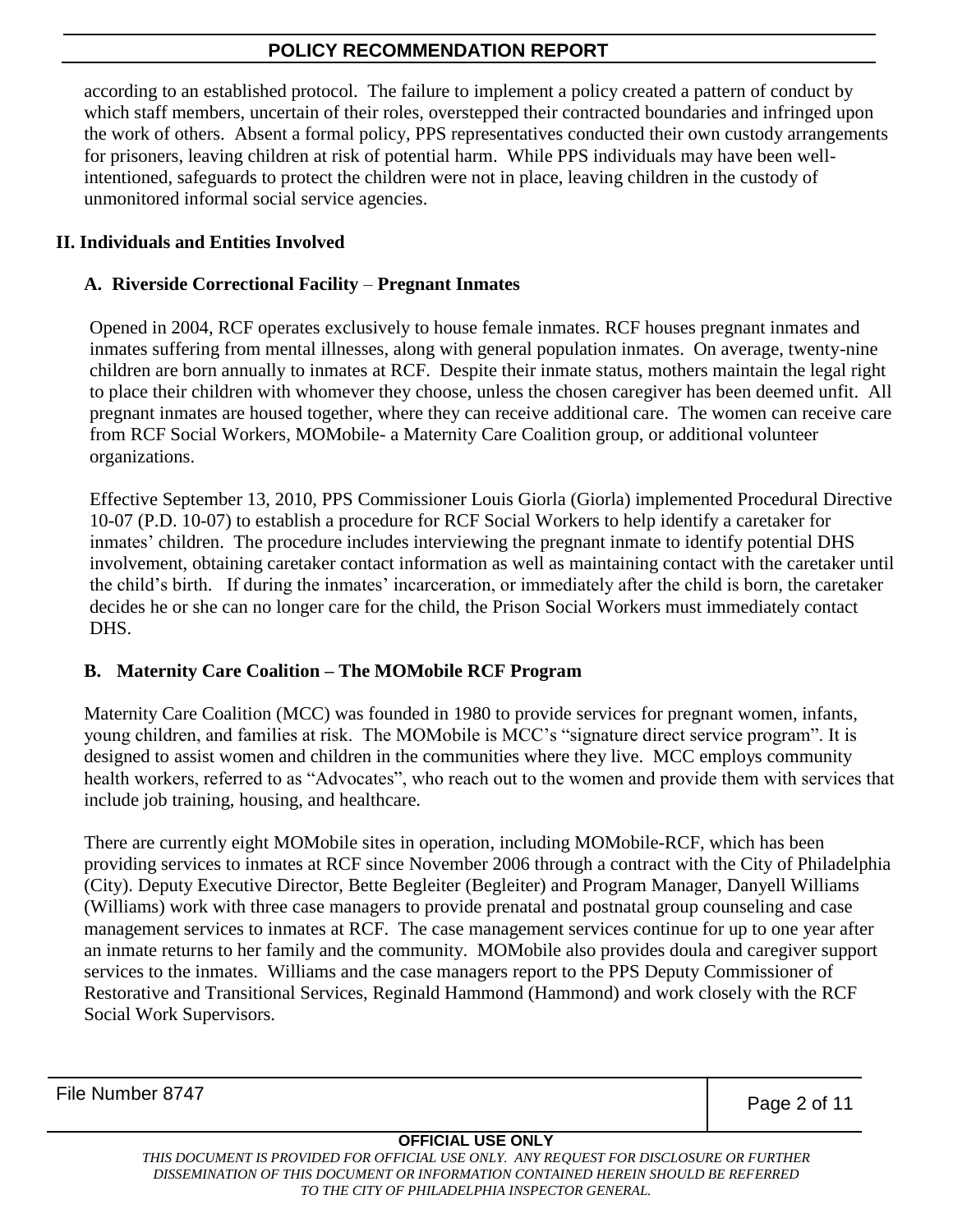according to an established protocol. The failure to implement a policy created a pattern of conduct by which staff members, uncertain of their roles, overstepped their contracted boundaries and infringed upon the work of others. Absent a formal policy, PPS representatives conducted their own custody arrangements for prisoners, leaving children at risk of potential harm. While PPS individuals may have been well-intentioned, safeguards to protect the children were not in place, leaving children in the custody of unmonitored informal social service agencies.

## II. Individuals and Entities Involved

### A. Riverside Correctional Facility – Pregnant Inmates

Opened in 2004, RCF operates exclusively to house female inmates. RCF houses pregnant inmates and inmates suffering from mental illnesses, along with general population inmates. On average, twenty-nine children are born annually to inmates at RCF. Despite their inmate status, mothers maintain the legal right to place their children with whomever they choose, unless the chosen caregiver has been deemed unfit. All pregnant inmates are housed together, where they can receive additional care. The women can receive care from RCF Social Workers, MOMobile- a Maternity Care Coalition group, or additional volunteer organizations.

Effective September 13, 2010, PPS Commissioner Louis Giorla (Giorla) implemented Procedural Directive 10-07 (P.D. 10-07) to establish a procedure for RCF Social Workers to help identify a caretaker for inmates' children. The procedure includes interviewing the pregnant inmate to identify potential DHS involvement, obtaining caretaker contact information as well as maintaining contact with the caretaker until the child's birth. If during the inmates' incarceration, or immediately after the child is born, the caretaker decides he or she can no longer care for the child, the Prison Social Workers must immediately contact DHS.

### B. Maternity Care Coalition – The MOMobile RCF Program

Maternity Care Coalition (MCC) was founded in 1980 to provide services for pregnant women, infants, young children, and families at risk. The MOMobile is MCC's "signature direct service program". It is designed to assist women and children in the communities where they live. MCC employs community health workers, referred to as "Advocates", who reach out to the women and provide them with services that include job training, housing, and healthcare.

There are currently eight MOMobile sites in operation, including MOMobile-RCF, which has been providing services to inmates at RCF since November 2006 through a contract with the City of Philadelphia (City). Deputy Executive Director, Bette Begleiter (Begleiter) and Program Manager, Danyell Williams (Williams) work with three case managers to provide prenatal and postnatal group counseling and case management services to inmates at RCF. The case management services continue for up to one year after an inmate returns to her family and the community. MOMobile also provides doula and caregiver support services to the inmates. Williams and the case managers report to the PPS Deputy Commissioner of Restorative and Transitional Services, Reginald Hammond (Hammond) and work closely with the RCF Social Work Supervisors.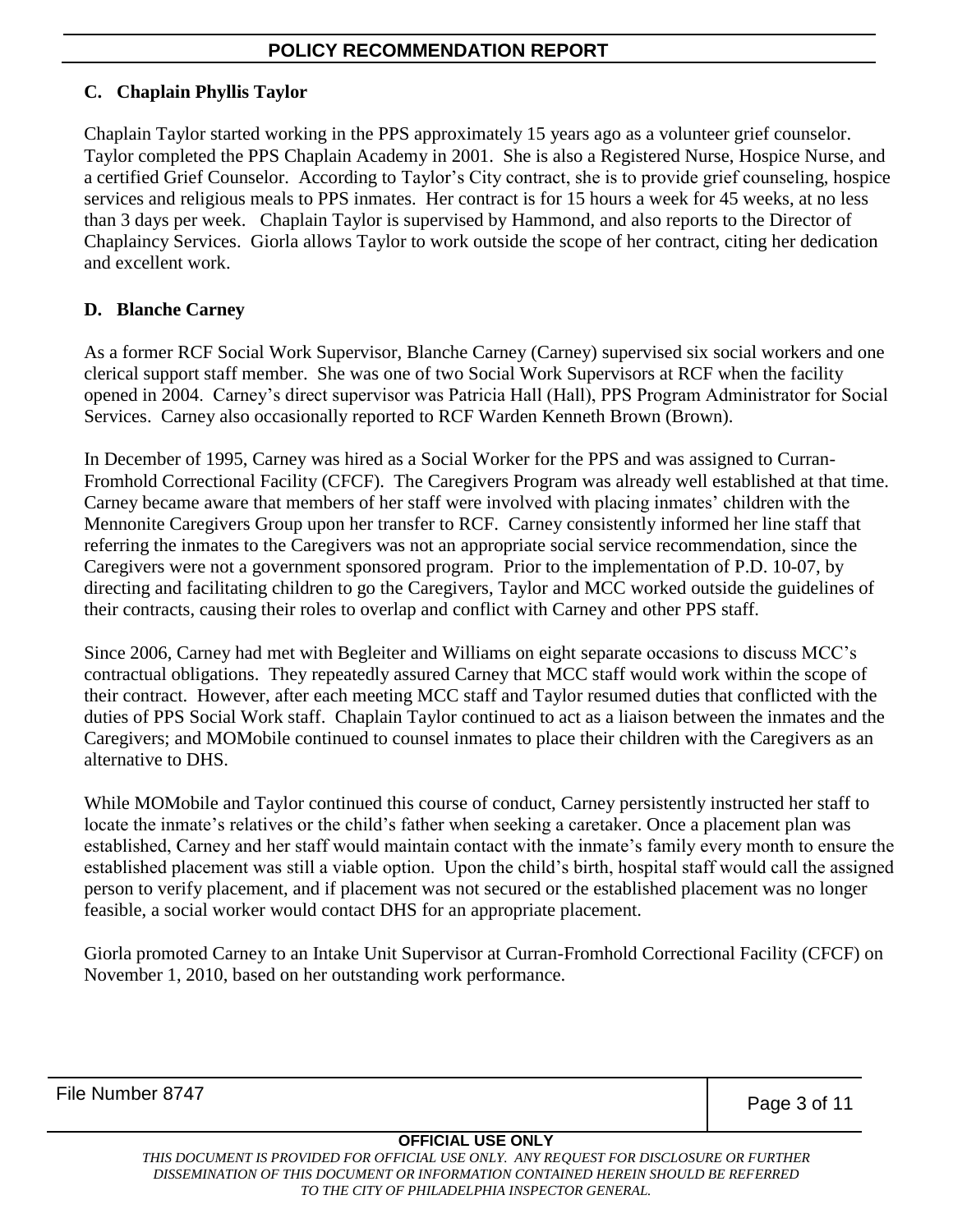### C. Chaplain Phyllis Taylor

Chaplain Taylor started working in the PPS approximately 15 years ago as a volunteer grief counselor. Taylor completed the PPS Chaplain Academy in 2001. She is also a Registered Nurse, Hospice Nurse, and a certified Grief Counselor. According to Taylor's City contract, she is to provide grief counseling, hospice services and religious meals to PPS inmates. Her contract is for 15 hours a week for 45 weeks, at no less than 3 days per week. Chaplain Taylor is supervised by Hammond, and also reports to the Director of Chaplaincy Services. Giorla allows Taylor to work outside the scope of her contract, citing her dedication and excellent work.

### D. Blanche Carney

As a former RCF Social Work Supervisor, Blanche Carney (Carney) supervised six social workers and one clerical support staff member. She was one of two Social Work Supervisors at RCF when the facility opened in 2004. Carney's direct supervisor was Patricia Hall (Hall), PPS Program Administrator for Social Services. Carney also occasionally reported to RCF Warden Kenneth Brown (Brown).

In December of 1995, Carney was hired as a Social Worker for the PPS and was assigned to Curran-Fromhold Correctional Facility (CFCF). The Caregivers Program was already well established at that time. Carney became aware that members of her staff were involved with placing inmates' children with the Mennonite Caregivers Group upon her transfer to RCF. Carney consistently informed her line staff that referring the inmates to the Caregivers was not an appropriate social service recommendation, since the Caregivers were not a government sponsored program. Prior to the implementation of P.D. 10-07, by directing and facilitating children to go the Caregivers, Taylor and MCC worked outside the guidelines of their contracts, causing their roles to overlap and conflict with Carney and other PPS staff.

Since 2006, Carney had met with Begleiter and Williams on eight separate occasions to discuss MCC's contractual obligations. They repeatedly assured Carney that MCC staff would work within the scope of their contract. However, after each meeting MCC staff and Taylor resumed duties that conflicted with the duties of PPS Social Work staff. Chaplain Taylor continued to act as a liaison between the inmates and the Caregivers; and MOMobile continued to counsel inmates to place their children with the Caregivers as an alternative to DHS.

While MOMobile and Taylor continued this course of conduct, Carney persistently instructed her staff to locate the inmate's relatives or the child's father when seeking a caretaker. Once a placement plan was established, Carney and her staff would maintain contact with the inmate's family every month to ensure the established placement was still a viable option. Upon the child's birth, hospital staff would call the assigned person to verify placement, and if placement was not secured or the established placement was no longer feasible, a social worker would contact DHS for an appropriate placement.

Giorla promoted Carney to an Intake Unit Supervisor at Curran-Fromhold Correctional Facility (CFCF) on November 1, 2010, based on her outstanding work performance.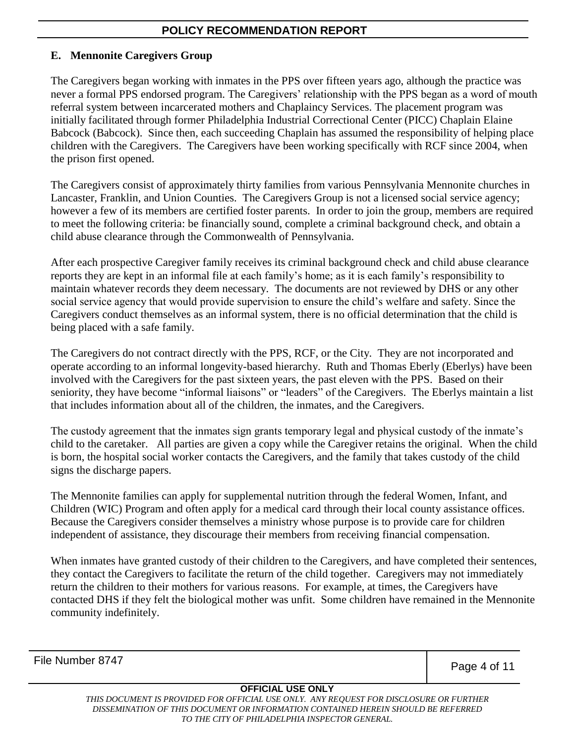## E. Mennonite Caregivers Group

The Caregivers began working with inmates in the PPS over fifteen years ago, although the practice was never a formal PPS endorsed program. The Caregivers' relationship with the PPS began as a word of mouth referral system between incarcerated mothers and Chaplaincy Services. The placement program was initially facilitated through former Philadelphia Industrial Correctional Center (PICC) Chaplain Elaine Babcock (Babcock). Since then, each succeeding Chaplain has assumed the responsibility of helping place children with the Caregivers. The Caregivers have been working specifically with RCF since 2004, when the prison first opened.

The Caregivers consist of approximately thirty families from various Pennsylvania Mennonite churches in Lancaster, Franklin, and Union Counties. The Caregivers Group is not a licensed social service agency; however a few of its members are certified foster parents. In order to join the group, members are required to meet the following criteria: be financially sound, complete a criminal background check, and obtain a child abuse clearance through the Commonwealth of Pennsylvania.

After each prospective Caregiver family receives its criminal background check and child abuse clearance reports they are kept in an informal file at each family's home; as it is each family's responsibility to maintain whatever records they deem necessary. The documents are not reviewed by DHS or any other social service agency that would provide supervision to ensure the child's welfare and safety. Since the Caregivers conduct themselves as an informal system, there is no official determination that the child is being placed with a safe family.

The Caregivers do not contract directly with the PPS, RCF, or the City. They are not incorporated and operate according to an informal longevity-based hierarchy. Ruth and Thomas Eberly (Eberlys) have been involved with the Caregivers for the past sixteen years, the past eleven with the PPS. Based on their seniority, they have become "informal liaisons" or "leaders" of the Caregivers. The Eberlys maintain a list that includes information about all of the children, the inmates, and the Caregivers.

The custody agreement that the inmates sign grants temporary legal and physical custody of the inmate's child to the caretaker. All parties are given a copy while the Caregiver retains the original. When the child is born, the hospital social worker contacts the Caregivers, and the family that takes custody of the child signs the discharge papers.

The Mennonite families can apply for supplemental nutrition through the federal Women, Infant, and Children (WIC) Program and often apply for a medical card through their local county assistance offices. Because the Caregivers consider themselves a ministry whose purpose is to provide care for children independent of assistance, they discourage their members from receiving financial compensation.

When inmates have granted custody of their children to the Caregivers, and have completed their sentences, they contact the Caregivers to facilitate the return of the child together. Caregivers may not immediately return the children to their mothers for various reasons. For example, at times, the Caregivers have contacted DHS if they felt the biological mother was unfit. Some children have remained in the Mennonite community indefinitely.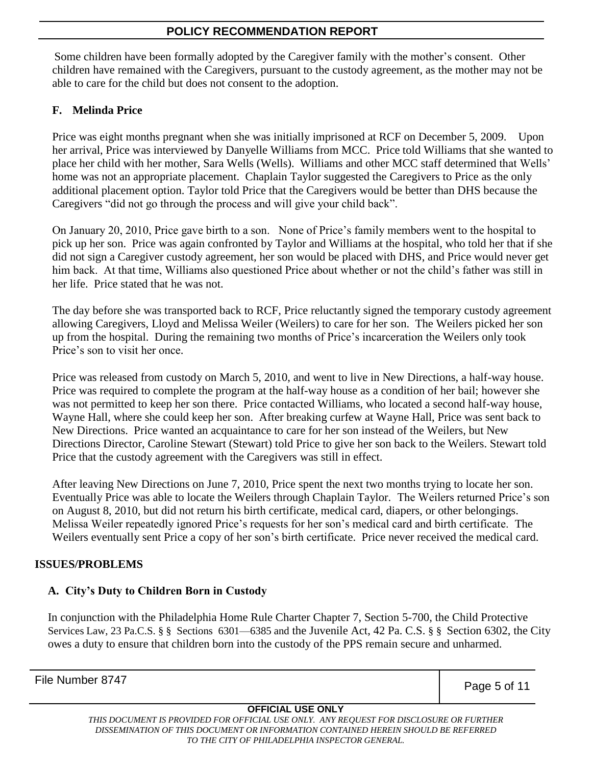Some children have been formally adopted by the Caregiver family with the mother's consent. Other children have remained with the Caregivers, pursuant to the custody agreement, as the mother may not be able to care for the child but does not consent to the adoption.

### F. Melinda Price

Price was eight months pregnant when she was initially imprisoned at RCF on December 5, 2009. Upon her arrival, Price was interviewed by Danyelle Williams from MCC. Price told Williams that she wanted to place her child with her mother, Sara Wells (Wells). Williams and other MCC staff determined that Wells' home was not an appropriate placement. Chaplain Taylor suggested the Caregivers to Price as the only additional placement option. Taylor told Price that the Caregivers would be better than DHS because the Caregivers "did not go through the process and will give your child back".

On January 20, 2010, Price gave birth to a son. None of Price's family members went to the hospital to pick up her son. Price was again confronted by Taylor and Williams at the hospital, who told her that if she did not sign a Caregiver custody agreement, her son would be placed with DHS, and Price would never get him back. At that time, Williams also questioned Price about whether or not the child's father was still in her life. Price stated that he was not.

The day before she was transported back to RCF, Price reluctantly signed the temporary custody agreement allowing Caregivers, Lloyd and Melissa Weiler (Weilers) to care for her son. The Weilers picked her son up from the hospital. During the remaining two months of Price's incarceration the Weilers only took Price's son to visit her once.

Price was released from custody on March 5, 2010, and went to live in New Directions, a half-way house. Price was required to complete the program at the half-way house as a condition of her bail; however she was not permitted to keep her son there. Price contacted Williams, who located a second half-way house, Wayne Hall, where she could keep her son. After breaking curfew at Wayne Hall, Price was sent back to New Directions. Price wanted an acquaintance to care for her son instead of the Weilers, but New Directions Director, Caroline Stewart (Stewart) told Price to give her son back to the Weilers. Stewart told Price that the custody agreement with the Caregivers was still in effect.

After leaving New Directions on June 7, 2010, Price spent the next two months trying to locate her son. Eventually Price was able to locate the Weilers through Chaplain Taylor. The Weilers returned Price's son on August 8, 2010, but did not return his birth certificate, medical card, diapers, or other belongings. Melissa Weiler repeatedly ignored Price's requests for her son's medical card and birth certificate. The Weilers eventually sent Price a copy of her son's birth certificate. Price never received the medical card.

## ISSUES/PROBLEMS

### A. City's Duty to Children Born in Custody

In conjunction with the Philadelphia Home Rule Charter Chapter 7, Section 5-700, the Child Protective Services Law, 23 Pa.C.S. § § Sections 6301—6385 and the Juvenile Act, 42 Pa. C.S. § § Section 6302, the City owes a duty to ensure that children born into the custody of the PPS remain secure and unharmed.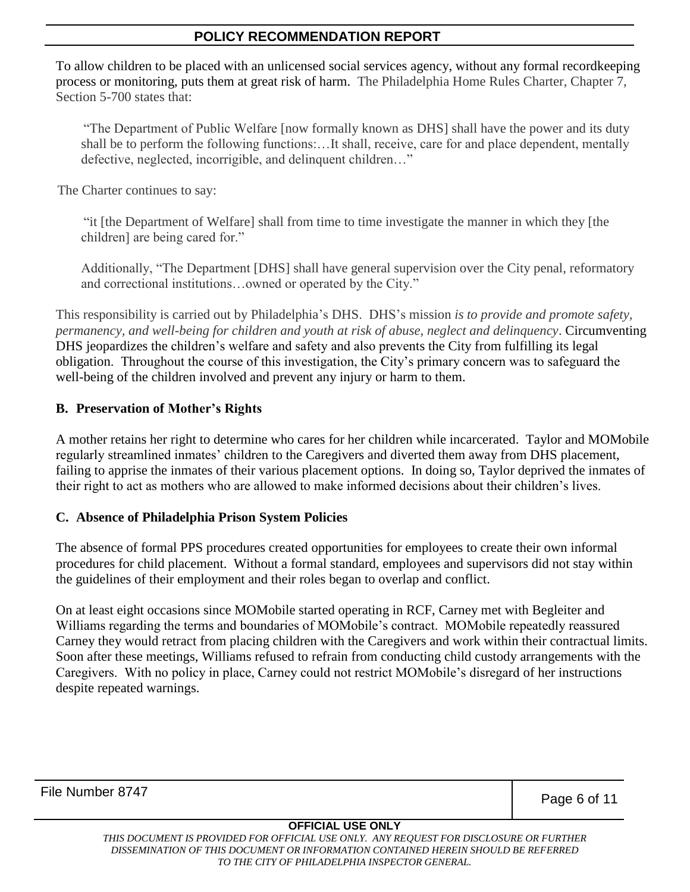To allow children to be placed with an unlicensed social services agency, without any formal recordkeeping process or monitoring, puts them at great risk of harm. The Philadelphia Home Rules Charter, Chapter 7, Section 5-700 states that:

> "The Department of Public Welfare [now formally known as DHS] shall have the power and its duty shall be to perform the following functions:…It shall, receive, care for and place dependent, mentally defective, neglected, incorrigible, and delinquent children…"

The Charter continues to say:

> "it [the Department of Welfare] shall from time to time investigate the manner in which they [the children] are being cared for."
>
> Additionally, "The Department [DHS] shall have general supervision over the City penal, reformatory and correctional institutions…owned or operated by the City."

This responsibility is carried out by Philadelphia's DHS. DHS's mission *is to provide and promote safety, permanency, and well-being for children and youth at risk of abuse, neglect and delinquency*. Circumventing DHS jeopardizes the children's welfare and safety and also prevents the City from fulfilling its legal obligation. Throughout the course of this investigation, the City's primary concern was to safeguard the well-being of the children involved and prevent any injury or harm to them.

**B. Preservation of Mother's Rights**

A mother retains her right to determine who cares for her children while incarcerated. Taylor and MOMobile regularly streamlined inmates' children to the Caregivers and diverted them away from DHS placement, failing to apprise the inmates of their various placement options. In doing so, Taylor deprived the inmates of their right to act as mothers who are allowed to make informed decisions about their children's lives.

**C. Absence of Philadelphia Prison System Policies**

The absence of formal PPS procedures created opportunities for employees to create their own informal procedures for child placement. Without a formal standard, employees and supervisors did not stay within the guidelines of their employment and their roles began to overlap and conflict.

On at least eight occasions since MOMobile started operating in RCF, Carney met with Begleiter and Williams regarding the terms and boundaries of MOMobile's contract. MOMobile repeatedly reassured Carney they would retract from placing children with the Caregivers and work within their contractual limits. Soon after these meetings, Williams refused to refrain from conducting child custody arrangements with the Caregivers. With no policy in place, Carney could not restrict MOMobile's disregard of her instructions despite repeated warnings.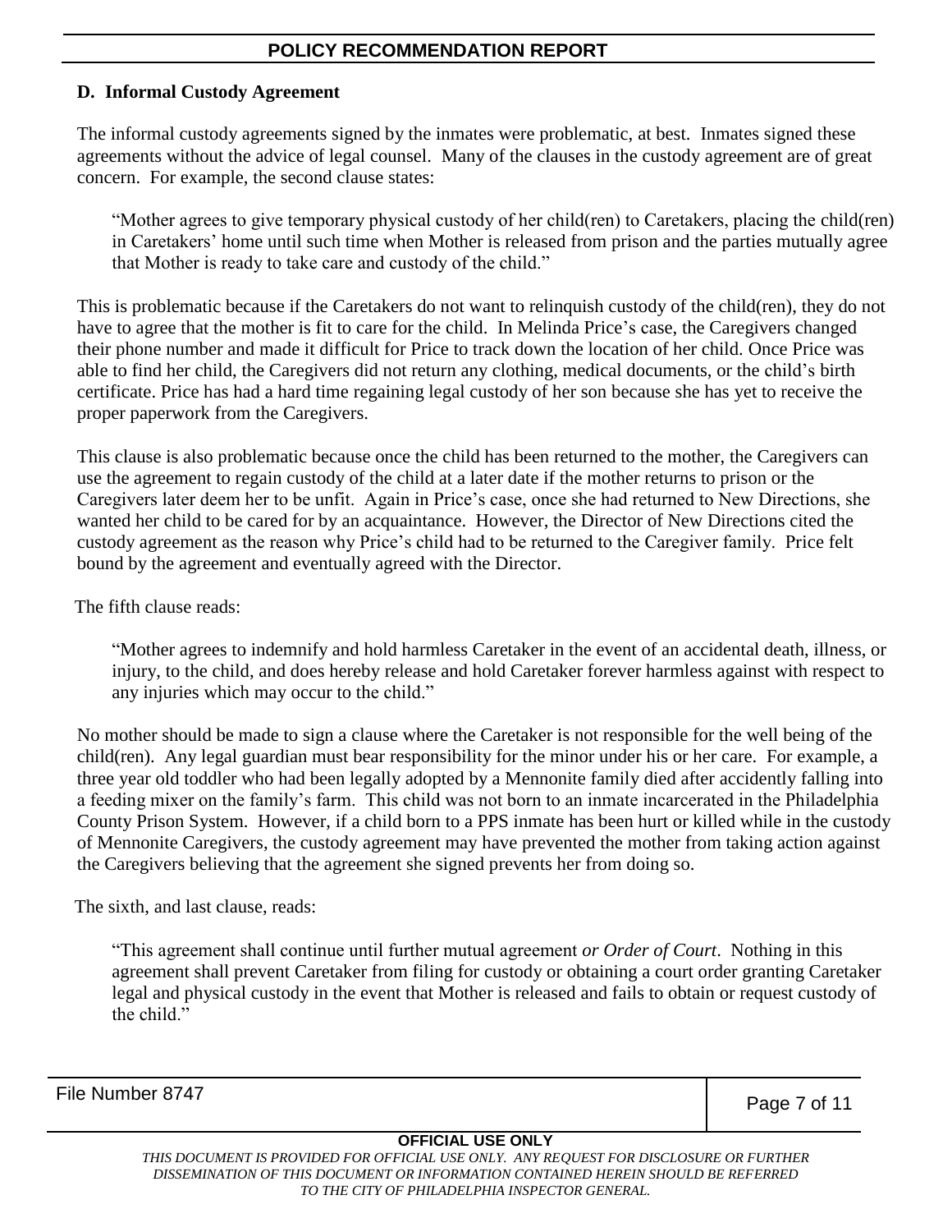### D. Informal Custody Agreement

The informal custody agreements signed by the inmates were problematic, at best. Inmates signed these agreements without the advice of legal counsel. Many of the clauses in the custody agreement are of great concern. For example, the second clause states:

> "Mother agrees to give temporary physical custody of her child(ren) to Caretakers, placing the child(ren) in Caretakers' home until such time when Mother is released from prison and the parties mutually agree that Mother is ready to take care and custody of the child."

This is problematic because if the Caretakers do not want to relinquish custody of the child(ren), they do not have to agree that the mother is fit to care for the child. In Melinda Price's case, the Caregivers changed their phone number and made it difficult for Price to track down the location of her child. Once Price was able to find her child, the Caregivers did not return any clothing, medical documents, or the child's birth certificate. Price has had a hard time regaining legal custody of her son because she has yet to receive the proper paperwork from the Caregivers.

This clause is also problematic because once the child has been returned to the mother, the Caregivers can use the agreement to regain custody of the child at a later date if the mother returns to prison or the Caregivers later deem her to be unfit. Again in Price's case, once she had returned to New Directions, she wanted her child to be cared for by an acquaintance. However, the Director of New Directions cited the custody agreement as the reason why Price's child had to be returned to the Caregiver family. Price felt bound by the agreement and eventually agreed with the Director.

The fifth clause reads:

> "Mother agrees to indemnify and hold harmless Caretaker in the event of an accidental death, illness, or injury, to the child, and does hereby release and hold Caretaker forever harmless against with respect to any injuries which may occur to the child."

No mother should be made to sign a clause where the Caretaker is not responsible for the well being of the child(ren). Any legal guardian must bear responsibility for the minor under his or her care. For example, a three year old toddler who had been legally adopted by a Mennonite family died after accidently falling into a feeding mixer on the family's farm. This child was not born to an inmate incarcerated in the Philadelphia County Prison System. However, if a child born to a PPS inmate has been hurt or killed while in the custody of Mennonite Caregivers, the custody agreement may have prevented the mother from taking action against the Caregivers believing that the agreement she signed prevents her from doing so.

The sixth, and last clause, reads:

> "This agreement shall continue until further mutual agreement *or Order of Court*. Nothing in this agreement shall prevent Caretaker from filing for custody or obtaining a court order granting Caretaker legal and physical custody in the event that Mother is released and fails to obtain or request custody of the child."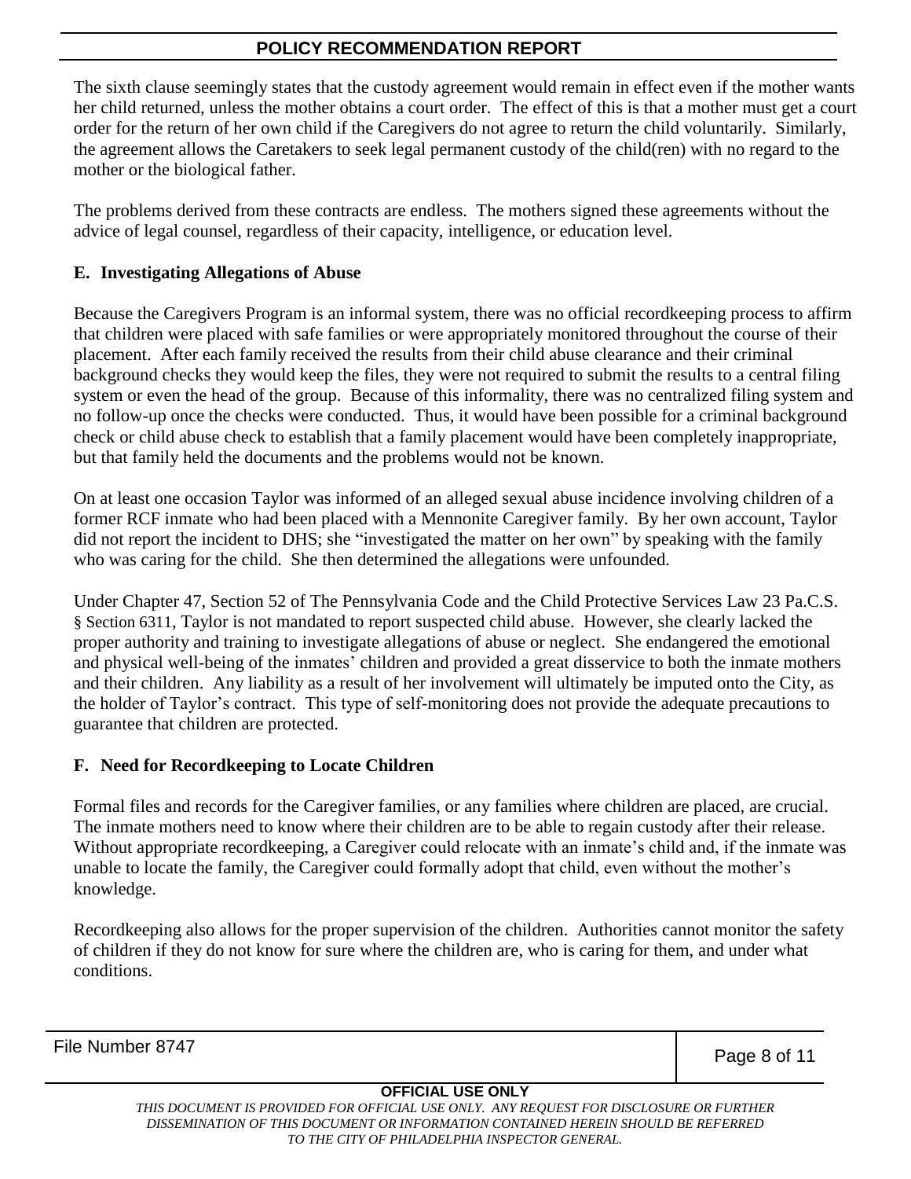The sixth clause seemingly states that the custody agreement would remain in effect even if the mother wants her child returned, unless the mother obtains a court order. The effect of this is that a mother must get a court order for the return of her own child if the Caregivers do not agree to return the child voluntarily. Similarly, the agreement allows the Caretakers to seek legal permanent custody of the child(ren) with no regard to the mother or the biological father.

The problems derived from these contracts are endless. The mothers signed these agreements without the advice of legal counsel, regardless of their capacity, intelligence, or education level.

### E. Investigating Allegations of Abuse

Because the Caregivers Program is an informal system, there was no official recordkeeping process to affirm that children were placed with safe families or were appropriately monitored throughout the course of their placement. After each family received the results from their child abuse clearance and their criminal background checks they would keep the files, they were not required to submit the results to a central filing system or even the head of the group. Because of this informality, there was no centralized filing system and no follow-up once the checks were conducted. Thus, it would have been possible for a criminal background check or child abuse check to establish that a family placement would have been completely inappropriate, but that family held the documents and the problems would not be known.

On at least one occasion Taylor was informed of an alleged sexual abuse incidence involving children of a former RCF inmate who had been placed with a Mennonite Caregiver family. By her own account, Taylor did not report the incident to DHS; she "investigated the matter on her own" by speaking with the family who was caring for the child. She then determined the allegations were unfounded.

Under Chapter 47, Section 52 of The Pennsylvania Code and the Child Protective Services Law 23 Pa.C.S. § Section 6311, Taylor is not mandated to report suspected child abuse. However, she clearly lacked the proper authority and training to investigate allegations of abuse or neglect. She endangered the emotional and physical well-being of the inmates' children and provided a great disservice to both the inmate mothers and their children. Any liability as a result of her involvement will ultimately be imputed onto the City, as the holder of Taylor's contract. This type of self-monitoring does not provide the adequate precautions to guarantee that children are protected.

### F. Need for Recordkeeping to Locate Children

Formal files and records for the Caregiver families, or any families where children are placed, are crucial. The inmate mothers need to know where their children are to be able to regain custody after their release. Without appropriate recordkeeping, a Caregiver could relocate with an inmate's child and, if the inmate was unable to locate the family, the Caregiver could formally adopt that child, even without the mother's knowledge.

Recordkeeping also allows for the proper supervision of the children. Authorities cannot monitor the safety of children if they do not know for sure where the children are, who is caring for them, and under what conditions.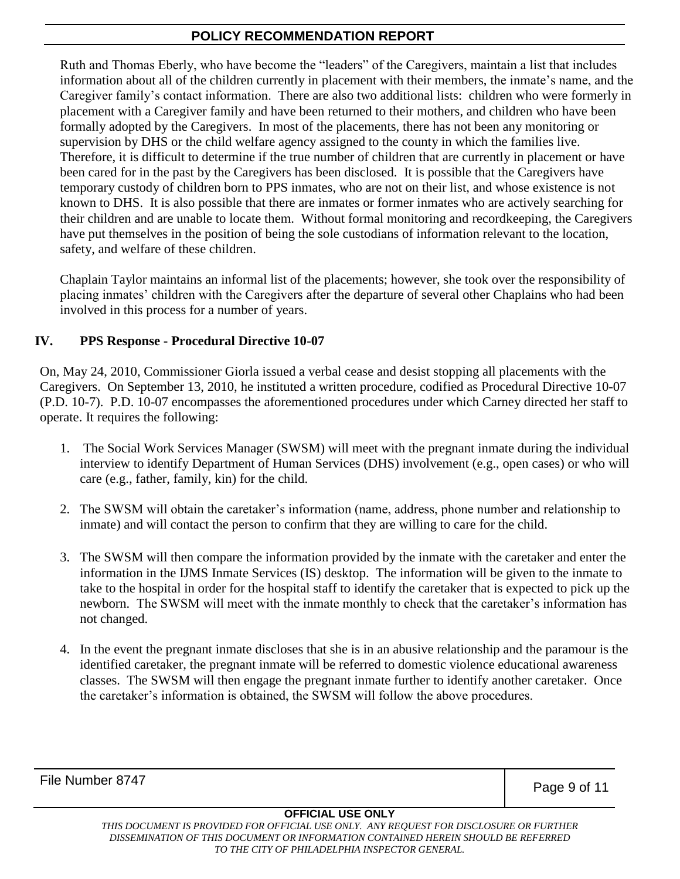Ruth and Thomas Eberly, who have become the "leaders" of the Caregivers, maintain a list that includes information about all of the children currently in placement with their members, the inmate's name, and the Caregiver family's contact information. There are also two additional lists: children who were formerly in placement with a Caregiver family and have been returned to their mothers, and children who have been formally adopted by the Caregivers. In most of the placements, there has not been any monitoring or supervision by DHS or the child welfare agency assigned to the county in which the families live. Therefore, it is difficult to determine if the true number of children that are currently in placement or have been cared for in the past by the Caregivers has been disclosed. It is possible that the Caregivers have temporary custody of children born to PPS inmates, who are not on their list, and whose existence is not known to DHS. It is also possible that there are inmates or former inmates who are actively searching for their children and are unable to locate them. Without formal monitoring and recordkeeping, the Caregivers have put themselves in the position of being the sole custodians of information relevant to the location, safety, and welfare of these children.

Chaplain Taylor maintains an informal list of the placements; however, she took over the responsibility of placing inmates' children with the Caregivers after the departure of several other Chaplains who had been involved in this process for a number of years.

## IV. PPS Response - Procedural Directive 10-07

On, May 24, 2010, Commissioner Giorla issued a verbal cease and desist stopping all placements with the Caregivers. On September 13, 2010, he instituted a written procedure, codified as Procedural Directive 10-07 (P.D. 10-7). P.D. 10-07 encompasses the aforementioned procedures under which Carney directed her staff to operate. It requires the following:

1. The Social Work Services Manager (SWSM) will meet with the pregnant inmate during the individual interview to identify Department of Human Services (DHS) involvement (e.g., open cases) or who will care (e.g., father, family, kin) for the child.
2. The SWSM will obtain the caretaker's information (name, address, phone number and relationship to inmate) and will contact the person to confirm that they are willing to care for the child.
3. The SWSM will then compare the information provided by the inmate with the caretaker and enter the information in the IJMS Inmate Services (IS) desktop. The information will be given to the inmate to take to the hospital in order for the hospital staff to identify the caretaker that is expected to pick up the newborn. The SWSM will meet with the inmate monthly to check that the caretaker's information has not changed.
4. In the event the pregnant inmate discloses that she is in an abusive relationship and the paramour is the identified caretaker, the pregnant inmate will be referred to domestic violence educational awareness classes. The SWSM will then engage the pregnant inmate further to identify another caretaker. Once the caretaker's information is obtained, the SWSM will follow the above procedures.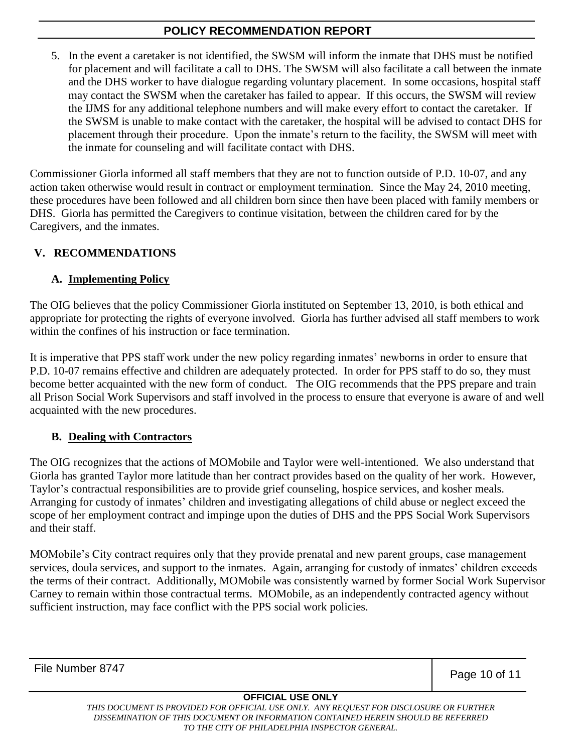5. In the event a caretaker is not identified, the SWSM will inform the inmate that DHS must be notified for placement and will facilitate a call to DHS. The SWSM will also facilitate a call between the inmate and the DHS worker to have dialogue regarding voluntary placement. In some occasions, hospital staff may contact the SWSM when the caretaker has failed to appear. If this occurs, the SWSM will review the IJMS for any additional telephone numbers and will make every effort to contact the caretaker. If the SWSM is unable to make contact with the caretaker, the hospital will be advised to contact DHS for placement through their procedure. Upon the inmate's return to the facility, the SWSM will meet with the inmate for counseling and will facilitate contact with DHS.

Commissioner Giorla informed all staff members that they are not to function outside of P.D. 10-07, and any action taken otherwise would result in contract or employment termination. Since the May 24, 2010 meeting, these procedures have been followed and all children born since then have been placed with family members or DHS. Giorla has permitted the Caregivers to continue visitation, between the children cared for by the Caregivers, and the inmates.

## V. RECOMMENDATIONS

### A. Implementing Policy

The OIG believes that the policy Commissioner Giorla instituted on September 13, 2010, is both ethical and appropriate for protecting the rights of everyone involved. Giorla has further advised all staff members to work within the confines of his instruction or face termination.

It is imperative that PPS staff work under the new policy regarding inmates' newborns in order to ensure that P.D. 10-07 remains effective and children are adequately protected. In order for PPS staff to do so, they must become better acquainted with the new form of conduct. The OIG recommends that the PPS prepare and train all Prison Social Work Supervisors and staff involved in the process to ensure that everyone is aware of and well acquainted with the new procedures.

### B. Dealing with Contractors

The OIG recognizes that the actions of MOMobile and Taylor were well-intentioned. We also understand that Giorla has granted Taylor more latitude than her contract provides based on the quality of her work. However, Taylor's contractual responsibilities are to provide grief counseling, hospice services, and kosher meals. Arranging for custody of inmates' children and investigating allegations of child abuse or neglect exceed the scope of her employment contract and impinge upon the duties of DHS and the PPS Social Work Supervisors and their staff.

MOMobile's City contract requires only that they provide prenatal and new parent groups, case management services, doula services, and support to the inmates. Again, arranging for custody of inmates' children exceeds the terms of their contract. Additionally, MOMobile was consistently warned by former Social Work Supervisor Carney to remain within those contractual terms. MOMobile, as an independently contracted agency without sufficient instruction, may face conflict with the PPS social work policies.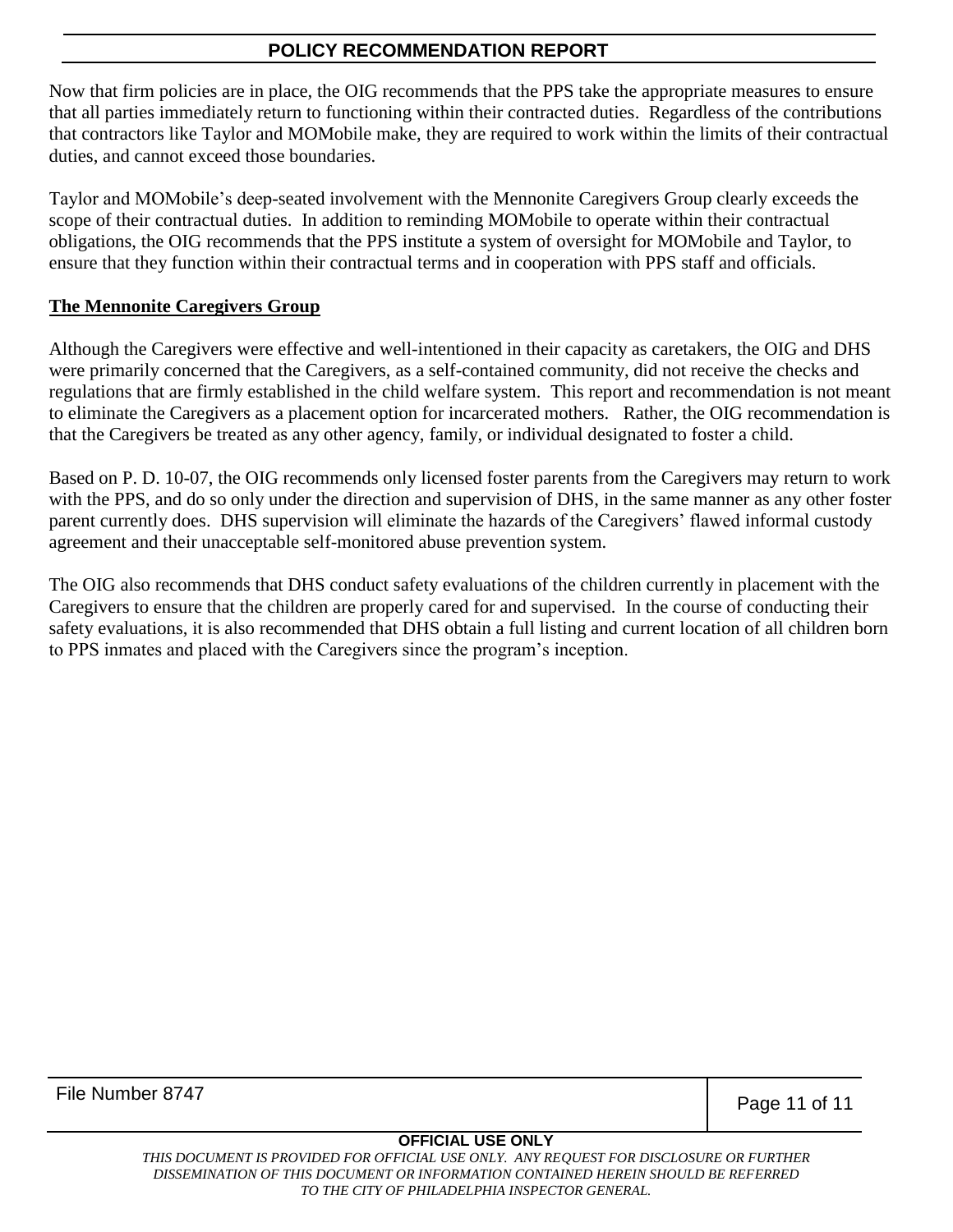Now that firm policies are in place, the OIG recommends that the PPS take the appropriate measures to ensure that all parties immediately return to functioning within their contracted duties. Regardless of the contributions that contractors like Taylor and MOMobile make, they are required to work within the limits of their contractual duties, and cannot exceed those boundaries.

Taylor and MOMobile's deep-seated involvement with the Mennonite Caregivers Group clearly exceeds the scope of their contractual duties. In addition to reminding MOMobile to operate within their contractual obligations, the OIG recommends that the PPS institute a system of oversight for MOMobile and Taylor, to ensure that they function within their contractual terms and in cooperation with PPS staff and officials.

**The Mennonite Caregivers Group**

Although the Caregivers were effective and well-intentioned in their capacity as caretakers, the OIG and DHS were primarily concerned that the Caregivers, as a self-contained community, did not receive the checks and regulations that are firmly established in the child welfare system. This report and recommendation is not meant to eliminate the Caregivers as a placement option for incarcerated mothers. Rather, the OIG recommendation is that the Caregivers be treated as any other agency, family, or individual designated to foster a child.

Based on P. D. 10-07, the OIG recommends only licensed foster parents from the Caregivers may return to work with the PPS, and do so only under the direction and supervision of DHS, in the same manner as any other foster parent currently does. DHS supervision will eliminate the hazards of the Caregivers' flawed informal custody agreement and their unacceptable self-monitored abuse prevention system.

The OIG also recommends that DHS conduct safety evaluations of the children currently in placement with the Caregivers to ensure that the children are properly cared for and supervised. In the course of conducting their safety evaluations, it is also recommended that DHS obtain a full listing and current location of all children born to PPS inmates and placed with the Caregivers since the program's inception.